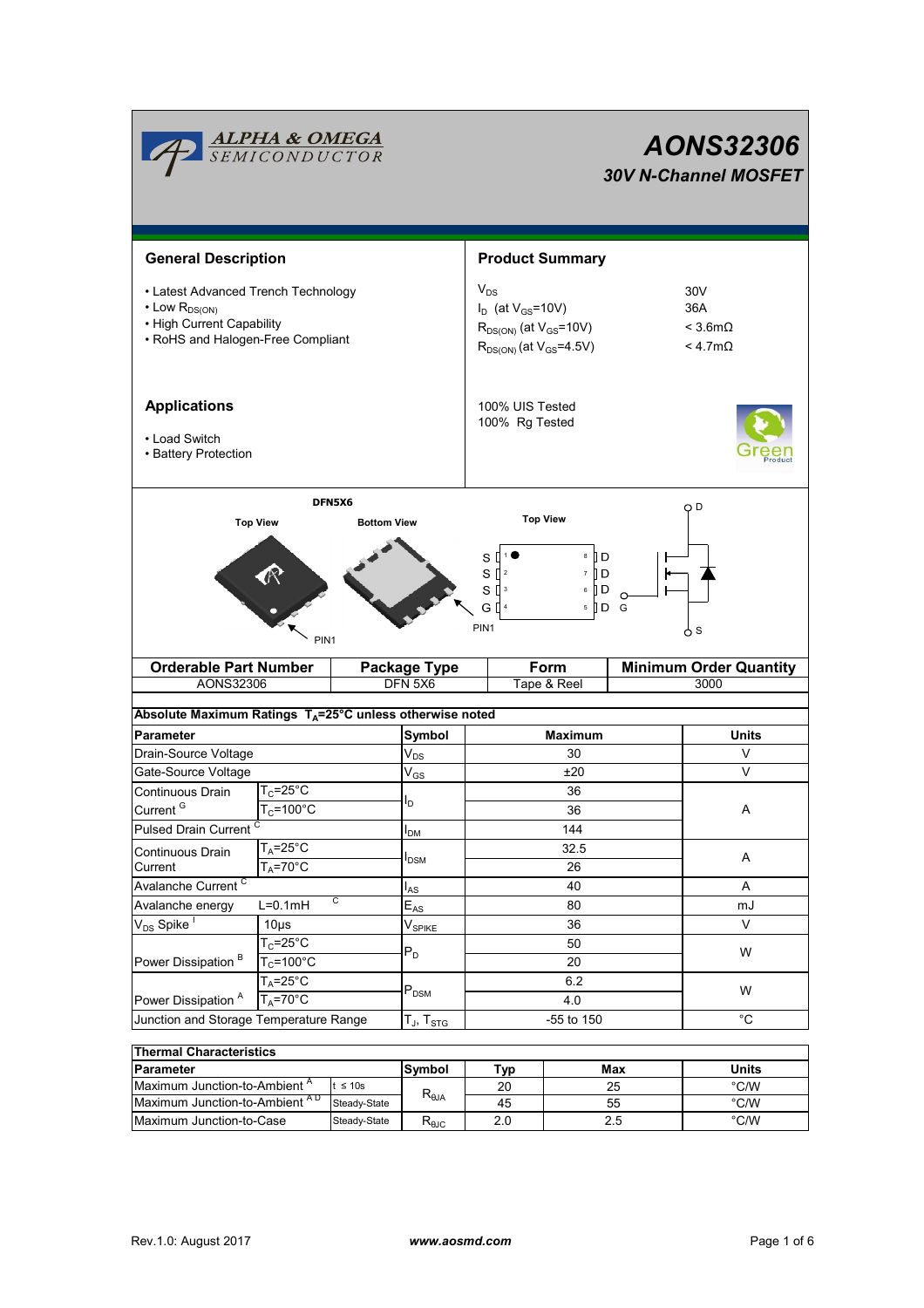ALPHA & OMEGA SEMICONDUCTOR

# AONS32306

## 30V N-Channel MOSFET

## General Description

- Latest Advanced Trench Technology
- Low $R_{DS(ON)}$
- High Current Capability
- RoHS and Halogen-Free Compliant

## Product Summary

| | |
|---|---|
| $V_{DS}$ | 30V |
| $I_D$ (at $V_{GS}$=10V) | 36A |
| $R_{DS(ON)}$ (at $V_{GS}$=10V) | < 3.6mΩ |
| $R_{DS(ON)}$ (at $V_{GS}$=4.5V) | < 4.7mΩ |

100% UIS Tested
100% Rg Tested

## Applications

- Load Switch
- Battery Protection

DFN5X6

Top View | Bottom View | Top View

S 1, S 2, S 3, G 4 | 8 D, 7 D, 6 D, 5 D

PIN1

| Orderable Part Number | Package Type | Form | Minimum Order Quantity |
|---|---|---|---|
| AONS32306 | DFN 5X6 | Tape & Reel | 3000 |

**Absolute Maximum Ratings $T_A$=25°C unless otherwise noted**

| Parameter | | Symbol | Maximum | Units |
|---|---|---|---|---|
| Drain-Source Voltage | | $V_{DS}$ | 30 | V |
| Gate-Source Voltage | | $V_{GS}$ | ±20 | V |
| Continuous Drain Current [G] | $T_C$=25°C | $I_D$ | 36 | A |
| | $T_C$=100°C | | 36 | |
| Pulsed Drain Current [C] | | $I_{DM}$ | 144 | |
| Continuous Drain Current | $T_A$=25°C | $I_{DSM}$ | 32.5 | A |
| | $T_A$=70°C | | 26 | |
| Avalanche Current [C] | | $I_{AS}$ | 40 | A |
| Avalanche energy | L=0.1mH [C] | $E_{AS}$ | 80 | mJ |
| $V_{DS}$ Spike [I] | 10µs | $V_{SPIKE}$ | 36 | V |
| Power Dissipation [B] | $T_C$=25°C | $P_D$ | 50 | W |
| | $T_C$=100°C | | 20 | |
| Power Dissipation [A] | $T_A$=25°C | $P_{DSM}$ | 6.2 | W |
| | $T_A$=70°C | | 4.0 | |
| Junction and Storage Temperature Range | | $T_J$, $T_{STG}$ | -55 to 150 | °C |

**Thermal Characteristics**

| Parameter | | Symbol | Typ | Max | Units |
|---|---|---|---|---|---|
| Maximum Junction-to-Ambient [A] | t ≤ 10s | $R_{θJA}$ | 20 | 25 | °C/W |
| Maximum Junction-to-Ambient [A D] | Steady-State | | 45 | 55 | °C/W |
| Maximum Junction-to-Case | Steady-State | $R_{θJC}$ | 2.0 | 2.5 | °C/W |

Rev.1.0: August 2017 www.aosmd.com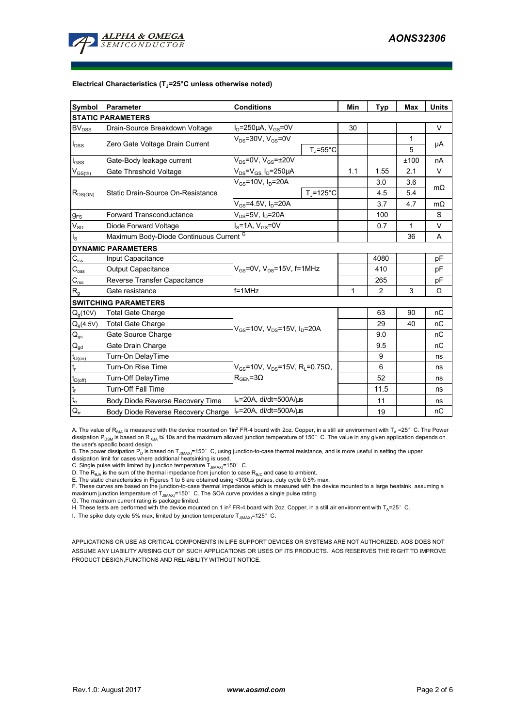**Electrical Characteristics ($T_J$=25°C unless otherwise noted)**

| Symbol | Parameter | Conditions | | Min | Typ | Max | Units |
|---|---|---|---|---|---|---|---|
| **STATIC PARAMETERS** | | | | | | | |
| $BV_{DSS}$ | Drain-Source Breakdown Voltage | $I_D$=250µA, $V_{GS}$=0V | | 30 | | | V |
| $I_{DSS}$ | Zero Gate Voltage Drain Current | $V_{DS}$=30V, $V_{GS}$=0V | | | | 1 | µA |
| | | | $T_J$=55°C | | | 5 | |
| $I_{GSS}$ | Gate-Body leakage current | $V_{DS}$=0V, $V_{GS}$=±20V | | | | ±100 | nA |
| $V_{GS(th)}$ | Gate Threshold Voltage | $V_{DS}$=$V_{GS}$, $I_D$=250µA | | 1.1 | 1.55 | 2.1 | V |
| $R_{DS(ON)}$ | Static Drain-Source On-Resistance | $V_{GS}$=10V, $I_D$=20A | | | 3.0 | 3.6 | mΩ |
| | | | $T_J$=125°C | | 4.5 | 5.4 | |
| | | $V_{GS}$=4.5V, $I_D$=20A | | | 3.7 | 4.7 | mΩ |
| $g_{FS}$ | Forward Transconductance | $V_{DS}$=5V, $I_D$=20A | | | 100 | | S |
| $V_{SD}$ | Diode Forward Voltage | $I_S$=1A, $V_{GS}$=0V | | | 0.7 | 1 | V |
| $I_S$ | Maximum Body-Diode Continuous Current [G] | | | | | 36 | A |
| **DYNAMIC PARAMETERS** | | | | | | | |
| $C_{iss}$ | Input Capacitance | $V_{GS}$=0V, $V_{DS}$=15V, f=1MHz | | | 4080 | | pF |
| $C_{oss}$ | Output Capacitance | | | | 410 | | pF |
| $C_{rss}$ | Reverse Transfer Capacitance | | | | 265 | | pF |
| $R_g$ | Gate resistance | f=1MHz | | 1 | 2 | 3 | Ω |
| **SWITCHING PARAMETERS** | | | | | | | |
| $Q_g$(10V) | Total Gate Charge | $V_{GS}$=10V, $V_{DS}$=15V, $I_D$=20A | | | 63 | 90 | nC |
| $Q_g$(4.5V) | Total Gate Charge | | | | 29 | 40 | nC |
| $Q_{gs}$ | Gate Source Charge | | | | 9.0 | | nC |
| $Q_{gd}$ | Gate Drain Charge | | | | 9.5 | | nC |
| $t_{D(on)}$ | Turn-On DelayTime | $V_{GS}$=10V, $V_{DS}$=15V, $R_L$=0.75Ω, $R_{GEN}$=3Ω | | | 9 | | ns |
| $t_r$ | Turn-On Rise Time | | | | 6 | | ns |
| $t_{D(off)}$ | Turn-Off DelayTime | | | | 52 | | ns |
| $t_f$ | Turn-Off Fall Time | | | | 11.5 | | ns |
| $t_{rr}$ | Body Diode Reverse Recovery Time | $I_F$=20A, di/dt=500A/µs | | | 11 | | ns |
| $Q_{rr}$ | Body Diode Reverse Recovery Charge | $I_F$=20A, di/dt=500A/µs | | | 19 | | nC |

A. The value of $R_{\theta JA}$ is measured with the device mounted on 1in² FR-4 board with 2oz. Copper, in a still air environment with $T_A$ =25° C. The Power dissipation $P_{DSM}$ is based on R $_{\theta JA}$ t≤ 10s and the maximum allowed junction temperature of 150° C. The value in any given application depends on the user's specific board design.
B. The power dissipation $P_D$ is based on $T_{J(MAX)}$=150° C, using junction-to-case thermal resistance, and is more useful in setting the upper dissipation limit for cases where additional heatsinking is used.
C. Single pulse width limited by junction temperature $T_{J(MAX)}$=150° C.
D. The $R_{\theta JA}$ is the sum of the thermal impedance from junction to case $R_{\theta JC}$ and case to ambient.
E. The static characteristics in Figures 1 to 6 are obtained using <300µs pulses, duty cycle 0.5% max.
F. These curves are based on the junction-to-case thermal impedance which is measured with the device mounted to a large heatsink, assuming a maximum junction temperature of $T_{J(MAX)}$=150° C. The SOA curve provides a single pulse rating.
G. The maximum current rating is package limited.
H. These tests are performed with the device mounted on 1 in² FR-4 board with 2oz. Copper, in a still air environment with $T_A$=25° C.
I. The spike duty cycle 5% max, limited by junction temperature $T_{J(MAX)}$=125° C.

APPLICATIONS OR USE AS CRITICAL COMPONENTS IN LIFE SUPPORT DEVICES OR SYSTEMS ARE NOT AUTHORIZED. AOS DOES NOT ASSUME ANY LIABILITY ARISING OUT OF SUCH APPLICATIONS OR USES OF ITS PRODUCTS. AOS RESERVES THE RIGHT TO IMPROVE PRODUCT DESIGN,FUNCTIONS AND RELIABILITY WITHOUT NOTICE.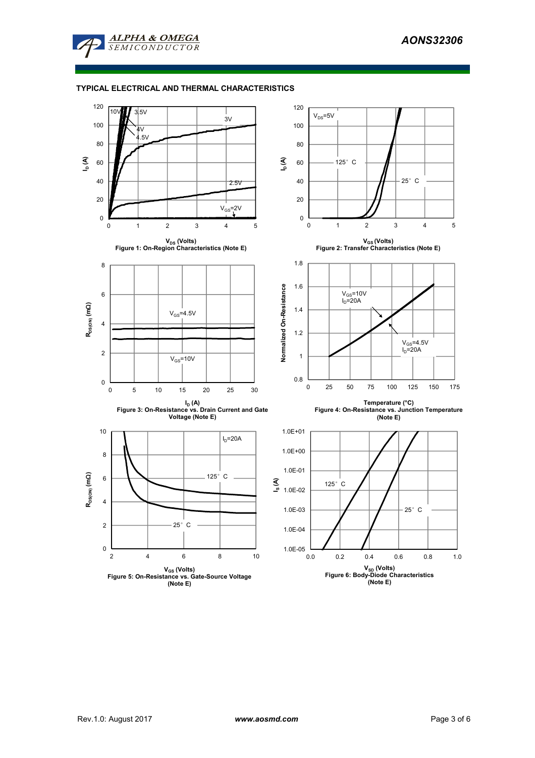## TYPICAL ELECTRICAL AND THERMAL CHARACTERISTICS

Figure 1: On-Region Characteristics (Note E)

Figure 2: Transfer Characteristics (Note E)

Figure 3: On-Resistance vs. Drain Current and Gate Voltage (Note E)

Figure 4: On-Resistance vs. Junction Temperature (Note E)

Figure 5: On-Resistance vs. Gate-Source Voltage (Note E)

Figure 6: Body-Diode Characteristics (Note E)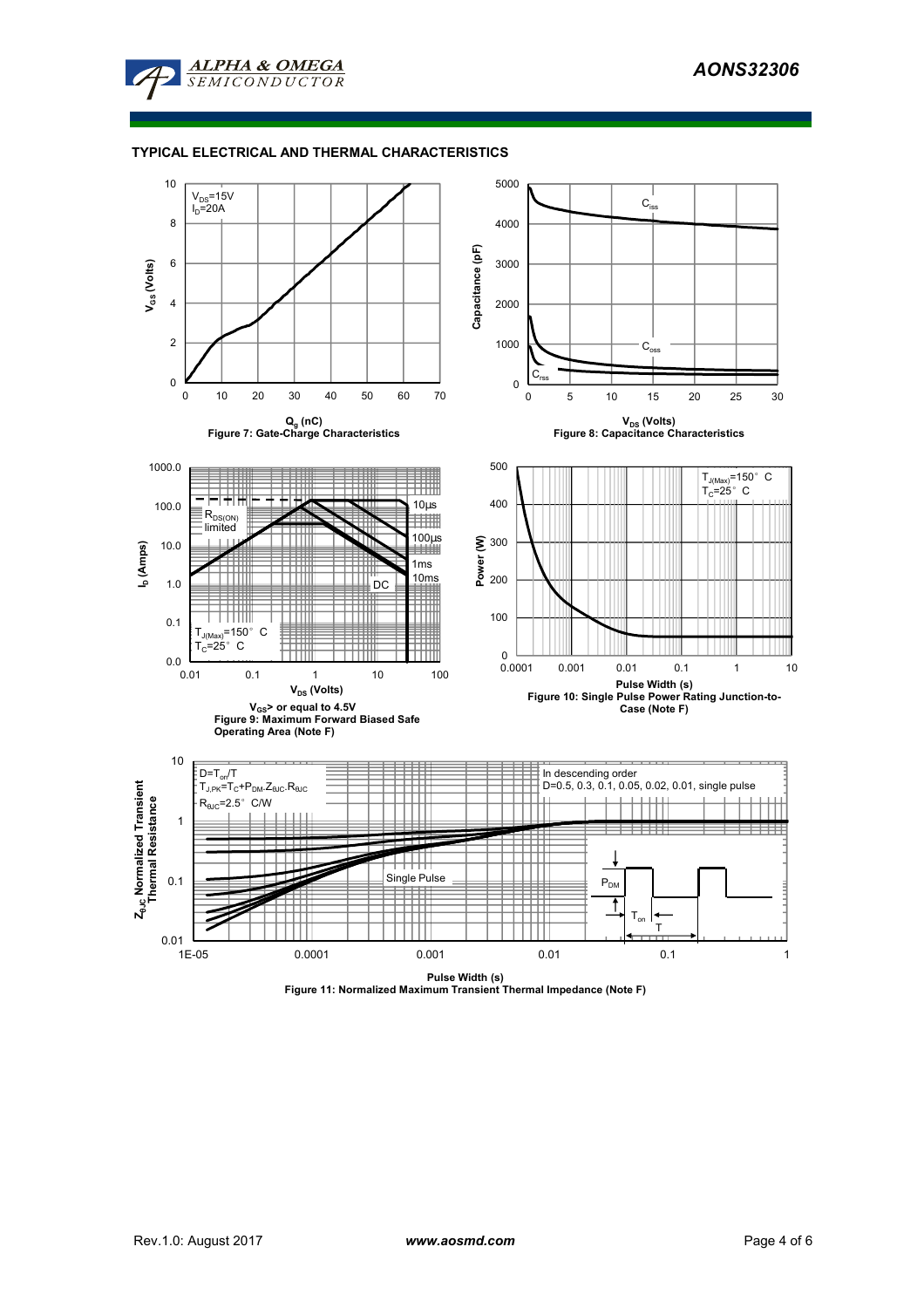## TYPICAL ELECTRICAL AND THERMAL CHARACTERISTICS

$V_{DS}$=15V
$I_D$=20A

Figure 7: Gate-Charge Characteristics

Figure 8: Capacitance Characteristics

$V_{GS}$> or equal to 4.5V
Figure 9: Maximum Forward Biased Safe Operating Area (Note F)

Figure 10: Single Pulse Power Rating Junction-to-Case (Note F)

$D=T_{on}/T$
$T_{J,PK}=T_C+P_{DM}.Z_{\theta JC}.R_{\theta JC}$
$R_{\theta JC}$=2.5° C/W

In descending order
D=0.5, 0.3, 0.1, 0.05, 0.02, 0.01, single pulse

Figure 11: Normalized Maximum Transient Thermal Impedance (Note F)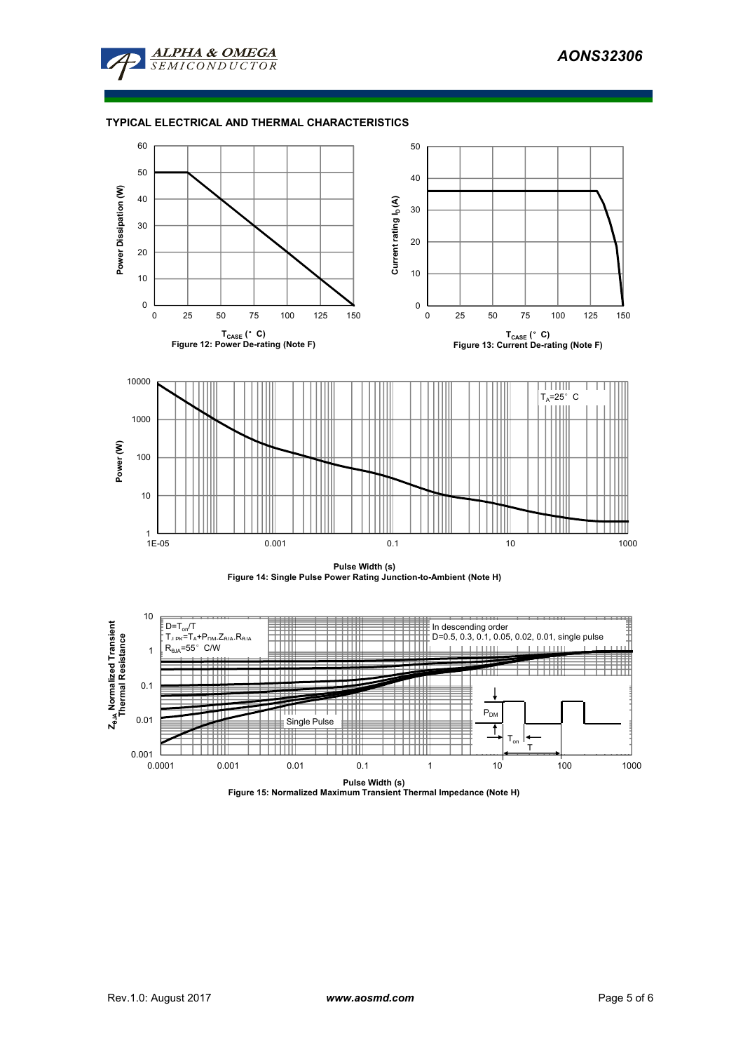## TYPICAL ELECTRICAL AND THERMAL CHARACTERISTICS

Figure 12: Power De-rating (Note F)

Figure 13: Current De-rating (Note F)

Figure 14: Single Pulse Power Rating Junction-to-Ambient (Note H)

Figure 15: Normalized Maximum Transient Thermal Impedance (Note H)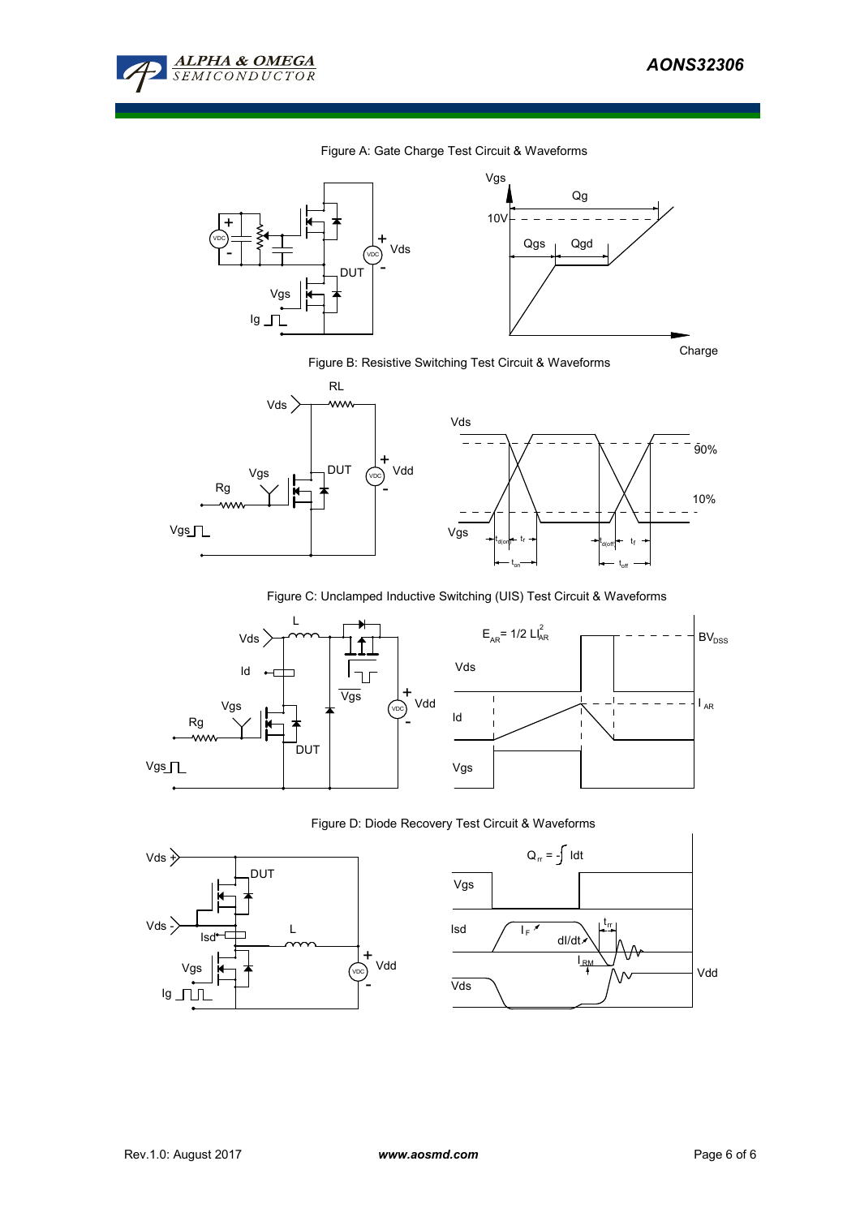Figure A: Gate Charge Test Circuit & Waveforms

VDC

DUT

Vds

Vgs

Ig

Vgs

10V

Qg

Qgs

Qgd

Charge

Figure B: Resistive Switching Test Circuit & Waveforms

RL

Vds

DUT

Vgs

Rg

Vdd

VDC

Vgs

Vds

90%

10%

Vgs

$t_{d(on)}$ $t_r$

$t_{on}$

$t_{d(off)}$ $t_f$

$t_{off}$

Figure C: Unclamped Inductive Switching (UIS) Test Circuit & Waveforms

L

Vds

Id

Vgs

Rg

DUT

Vgs

Vgs

Vdd

VDC

$E_{AR} = 1/2\ LI_{AR}^2$

$BV_{DSS}$

Vds

Id

$I_{AR}$

Vgs

Figure D: Diode Recovery Test Circuit & Waveforms

Vds +

DUT

Vds -

Isd

L

Vgs

Ig

Vdd

VDC

$Q_{rr} = -\int Idt$

Vgs

Isd

$I_F$

dI/dt

$t_{rr}$

$I_{RM}$

Vds

Vdd